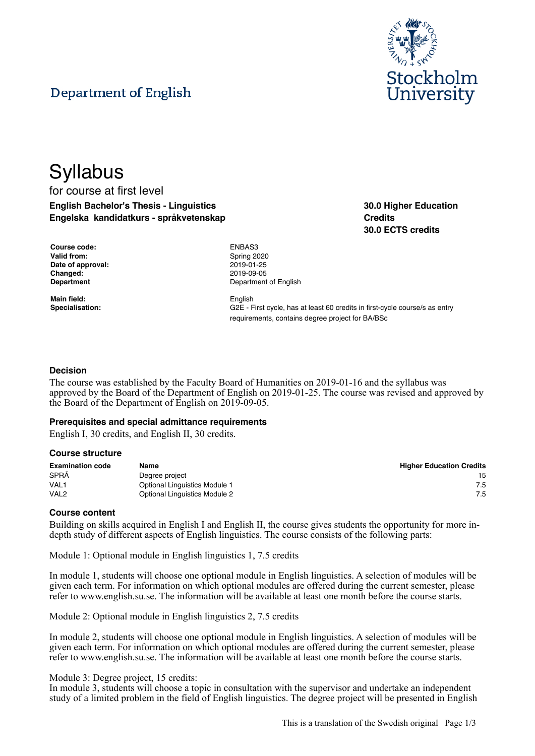Department of English

Stockholm University

# Syllabus

for course at first level

**English Bachelor's Thesis - Linguistics**
**Engelska kandidatkurs - språkvetenskap**

**30.0 Higher Education Credits**
**30.0 ECTS credits**

| | |
|---|---|
| **Course code:** | ENBAS3 |
| **Valid from:** | Spring 2020 |
| **Date of approval:** | 2019-01-25 |
| **Changed:** | 2019-09-05 |
| **Department** | Department of English |
| **Main field:** | English |
| **Specialisation:** | G2E - First cycle, has at least 60 credits in first-cycle course/s as entry requirements, contains degree project for BA/BSc |

### Decision

The course was established by the Faculty Board of Humanities on 2019-01-16 and the syllabus was approved by the Board of the Department of English on 2019-01-25. The course was revised and approved by the Board of the Department of English on 2019-09-05.

### Prerequisites and special admittance requirements

English I, 30 credits, and English II, 30 credits.

### Course structure

| Examination code | Name | Higher Education Credits |
|---|---|---|
| SPRÅ | Degree project | 15 |
| VAL1 | Optional Linguistics Module 1 | 7.5 |
| VAL2 | Optional Linguistics Module 2 | 7.5 |

### Course content

Building on skills acquired in English I and English II, the course gives students the opportunity for more in-depth study of different aspects of English linguistics. The course consists of the following parts:

Module 1: Optional module in English linguistics 1, 7.5 credits

In module 1, students will choose one optional module in English linguistics. A selection of modules will be given each term. For information on which optional modules are offered during the current semester, please refer to www.english.su.se. The information will be available at least one month before the course starts.

Module 2: Optional module in English linguistics 2, 7.5 credits

In module 2, students will choose one optional module in English linguistics. A selection of modules will be given each term. For information on which optional modules are offered during the current semester, please refer to www.english.su.se. The information will be available at least one month before the course starts.

Module 3: Degree project, 15 credits:
In module 3, students will choose a topic in consultation with the supervisor and undertake an independent study of a limited problem in the field of English linguistics. The degree project will be presented in English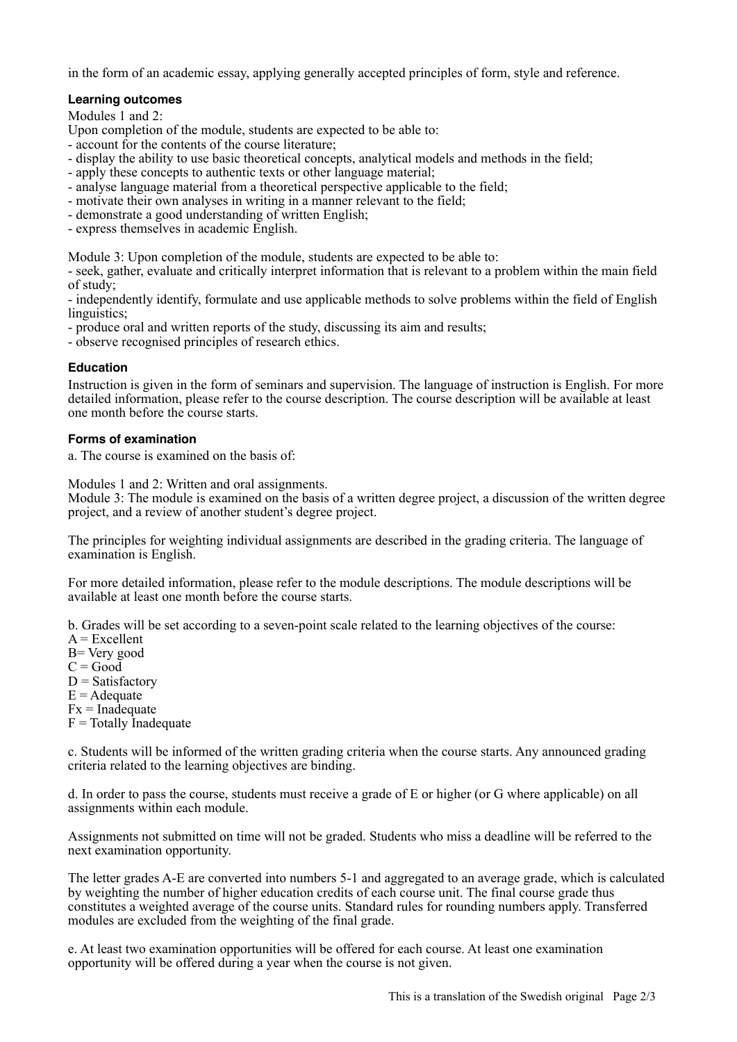in the form of an academic essay, applying generally accepted principles of form, style and reference.

### Learning outcomes

Modules 1 and 2:
Upon completion of the module, students are expected to be able to:
- account for the contents of the course literature;
- display the ability to use basic theoretical concepts, analytical models and methods in the field;
- apply these concepts to authentic texts or other language material;
- analyse language material from a theoretical perspective applicable to the field;
- motivate their own analyses in writing in a manner relevant to the field;
- demonstrate a good understanding of written English;
- express themselves in academic English.

Module 3: Upon completion of the module, students are expected to be able to:
- seek, gather, evaluate and critically interpret information that is relevant to a problem within the main field of study;
- independently identify, formulate and use applicable methods to solve problems within the field of English linguistics;
- produce oral and written reports of the study, discussing its aim and results;
- observe recognised principles of research ethics.

### Education

Instruction is given in the form of seminars and supervision. The language of instruction is English. For more detailed information, please refer to the course description. The course description will be available at least one month before the course starts.

### Forms of examination

a. The course is examined on the basis of:

Modules 1 and 2: Written and oral assignments.
Module 3: The module is examined on the basis of a written degree project, a discussion of the written degree project, and a review of another student's degree project.

The principles for weighting individual assignments are described in the grading criteria. The language of examination is English.

For more detailed information, please refer to the module descriptions. The module descriptions will be available at least one month before the course starts.

b. Grades will be set according to a seven-point scale related to the learning objectives of the course:
A = Excellent
B= Very good
C = Good
D = Satisfactory
E = Adequate
Fx = Inadequate
F = Totally Inadequate

c. Students will be informed of the written grading criteria when the course starts. Any announced grading criteria related to the learning objectives are binding.

d. In order to pass the course, students must receive a grade of E or higher (or G where applicable) on all assignments within each module.

Assignments not submitted on time will not be graded. Students who miss a deadline will be referred to the next examination opportunity.

The letter grades A-E are converted into numbers 5-1 and aggregated to an average grade, which is calculated by weighting the number of higher education credits of each course unit. The final course grade thus constitutes a weighted average of the course units. Standard rules for rounding numbers apply. Transferred modules are excluded from the weighting of the final grade.

e. At least two examination opportunities will be offered for each course. At least one examination opportunity will be offered during a year when the course is not given.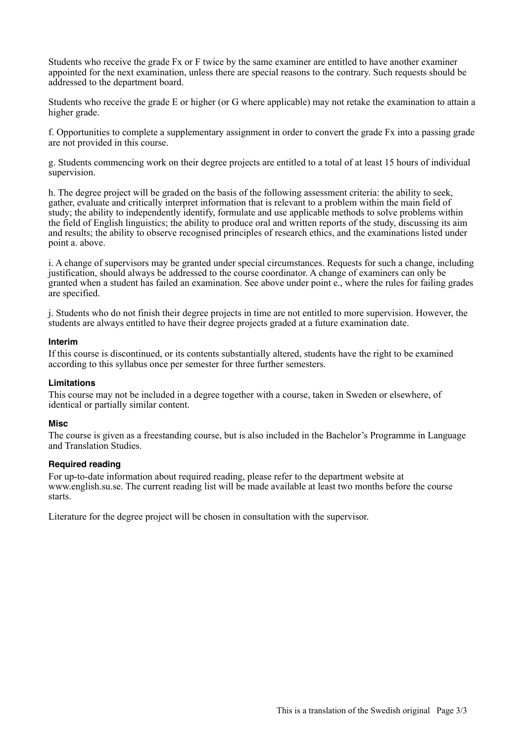Students who receive the grade Fx or F twice by the same examiner are entitled to have another examiner appointed for the next examination, unless there are special reasons to the contrary. Such requests should be addressed to the department board.

Students who receive the grade E or higher (or G where applicable) may not retake the examination to attain a higher grade.

f. Opportunities to complete a supplementary assignment in order to convert the grade Fx into a passing grade are not provided in this course.

g. Students commencing work on their degree projects are entitled to a total of at least 15 hours of individual supervision.

h. The degree project will be graded on the basis of the following assessment criteria: the ability to seek, gather, evaluate and critically interpret information that is relevant to a problem within the main field of study; the ability to independently identify, formulate and use applicable methods to solve problems within the field of English linguistics; the ability to produce oral and written reports of the study, discussing its aim and results; the ability to observe recognised principles of research ethics, and the examinations listed under point a. above.

i. A change of supervisors may be granted under special circumstances. Requests for such a change, including justification, should always be addressed to the course coordinator. A change of examiners can only be granted when a student has failed an examination. See above under point e., where the rules for failing grades are specified.

j. Students who do not finish their degree projects in time are not entitled to more supervision. However, the students are always entitled to have their degree projects graded at a future examination date.

### Interim

If this course is discontinued, or its contents substantially altered, students have the right to be examined according to this syllabus once per semester for three further semesters.

### Limitations

This course may not be included in a degree together with a course, taken in Sweden or elsewhere, of identical or partially similar content.

### Misc

The course is given as a freestanding course, but is also included in the Bachelor's Programme in Language and Translation Studies.

### Required reading

For up-to-date information about required reading, please refer to the department website at www.english.su.se. The current reading list will be made available at least two months before the course starts.

Literature for the degree project will be chosen in consultation with the supervisor.

This is a translation of the Swedish original